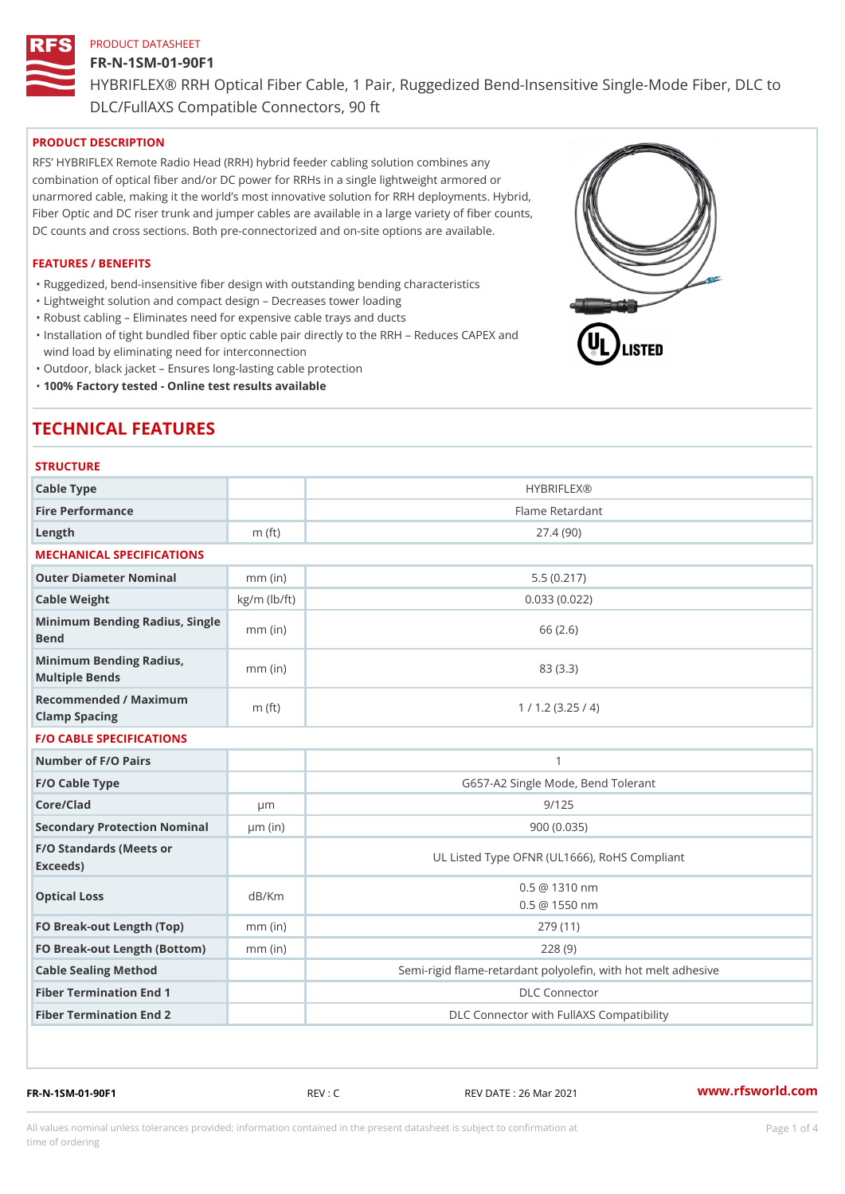PRODUCT DATASHEET

# FR-N-1SM-01-90F1

HYBRIFLEX® RRH Optical Fiber Cable, 1 Pair, Ruggedized Bend-Insensitive Single-Mode Fiber, DLC to DLC/FullAXS Compatible Connectors, 90 ft

## PRODUCT DESCRIPTION

RFS' HYBRIFLEX Remote Radio Head (RRH) hybrid feeder cabling solution combines any combination of optical fiber and/or DC power for RRHs in a single lightweight armored or unarmored cable, making it the world's most innovative solution for RRH deployments. Hybrid, Fiber Optic and DC riser trunk and jumper cables are available in a large variety of fiber counts, DC counts and cross sections. Both pre-connectorized and on-site options are available.

## FEATURES / BENEFITS

- Ruggedized, bend-insensitive fiber design with outstanding bending characteristics
- Lightweight solution and compact design – Decreases tower loading
- Robust cabling – Eliminates need for expensive cable trays and ducts
- Installation of tight bundled fiber optic cable pair directly to the RRH – Reduces CAPEX and wind load by eliminating need for interconnection
- Outdoor, black jacket – Ensures long-lasting cable protection
- **100% Factory tested - Online test results available**

## TECHNICAL FEATURES

### STRUCTURE

| | | |
|---|---|---|
| Cable Type | | HYBRIFLEX® |
| Fire Performance | | Flame Retardant |
| Length | m (ft) | 27.4 (90) |

### MECHANICAL SPECIFICATIONS

| | | |
|---|---|---|
| Outer Diameter Nominal | mm (in) | 5.5 (0.217) |
| Cable Weight | kg/m (lb/ft) | 0.033 (0.022) |
| Minimum Bending Radius, Single Bend | mm (in) | 66 (2.6) |
| Minimum Bending Radius, Multiple Bends | mm (in) | 83 (3.3) |
| Recommended / Maximum Clamp Spacing | m (ft) | 1 / 1.2 (3.25 / 4) |

### F/O CABLE SPECIFICATIONS

| | | |
|---|---|---|
| Number of F/O Pairs | | 1 |
| F/O Cable Type | | G657-A2 Single Mode, Bend Tolerant |
| Core/Clad | µm | 9/125 |
| Secondary Protection Nominal | µm (in) | 900 (0.035) |
| F/O Standards (Meets or Exceeds) | | UL Listed Type OFNR (UL1666), RoHS Compliant |
| Optical Loss | dB/Km | 0.5 @ 1310 nm<br>0.5 @ 1550 nm |
| FO Break-out Length (Top) | mm (in) | 279 (11) |
| FO Break-out Length (Bottom) | mm (in) | 228 (9) |
| Cable Sealing Method | | Semi-rigid flame-retardant polyolefin, with hot melt adhesive |
| Fiber Termination End 1 | | DLC Connector |
| Fiber Termination End 2 | | DLC Connector with FullAXS Compatibility |

FR-N-1SM-01-90F1 REV : C REV DATE : 26 Mar 2021 www.rfsworld.com

All values nominal unless tolerances provided; information contained in the present datasheet is subject to confirmation at time of ordering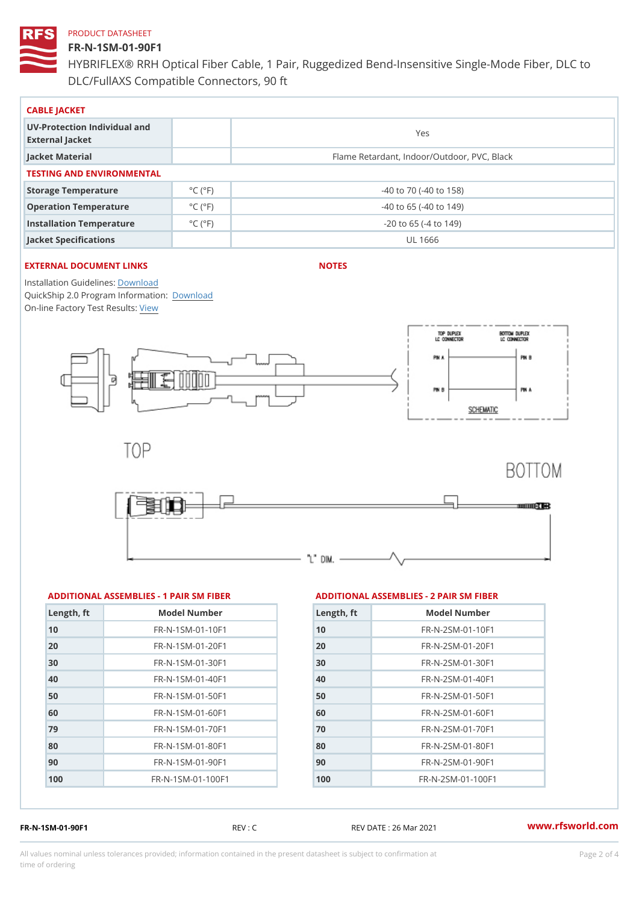PRODUCT DATASHEET

# FR-N-1SM-01-90F1

HYBRIFLEX® RRH Optical Fiber Cable, 1 Pair, Ruggedized Bend-Insensitive Single-Mode Fiber, DLC to DLC/FullAXS Compatible Connectors, 90 ft

## CABLE JACKET

| | | |
|---|---|---|
| UV-Protection Individual and External Jacket | | Yes |
| Jacket Material | | Flame Retardant, Indoor/Outdoor, PVC, Black |

## TESTING AND ENVIRONMENTAL

| | | |
|---|---|---|
| Storage Temperature | °C (°F) | -40 to 70 (-40 to 158) |
| Operation Temperature | °C (°F) | -40 to 65 (-40 to 149) |
| Installation Temperature | °C (°F) | -20 to 65 (-4 to 149) |
| Jacket Specifications | | UL 1666 |

## EXTERNAL DOCUMENT LINKS

Installation Guidelines: Download
QuickShip 2.0 Program Information: Download
On-line Factory Test Results: View

## NOTES

TOP DUPLEX LC CONNECTOR — BOTTOM DUPLEX LC CONNECTOR
PIN A — PIN B
PIN B — PIN A
SCHEMATIC

TOP

BOTTOM

"L" DIM.

## ADDITIONAL ASSEMBLIES - 1 PAIR SM FIBER

| Length, ft | Model Number |
|---|---|
| 10 | FR-N-1SM-01-10F1 |
| 20 | FR-N-1SM-01-20F1 |
| 30 | FR-N-1SM-01-30F1 |
| 40 | FR-N-1SM-01-40F1 |
| 50 | FR-N-1SM-01-50F1 |
| 60 | FR-N-1SM-01-60F1 |
| 79 | FR-N-1SM-01-70F1 |
| 80 | FR-N-1SM-01-80F1 |
| 90 | FR-N-1SM-01-90F1 |
| 100 | FR-N-1SM-01-100F1 |

## ADDITIONAL ASSEMBLIES - 2 PAIR SM FIBER

| Length, ft | Model Number |
|---|---|
| 10 | FR-N-2SM-01-10F1 |
| 20 | FR-N-2SM-01-20F1 |
| 30 | FR-N-2SM-01-30F1 |
| 40 | FR-N-2SM-01-40F1 |
| 50 | FR-N-2SM-01-50F1 |
| 60 | FR-N-2SM-01-60F1 |
| 70 | FR-N-2SM-01-70F1 |
| 80 | FR-N-2SM-01-80F1 |
| 90 | FR-N-2SM-01-90F1 |
| 100 | FR-N-2SM-01-100F1 |

FR-N-1SM-01-90F1 REV : C REV DATE : 26 Mar 2021 www.rfsworld.com

All values nominal unless tolerances provided; information contained in the present datasheet is subject to confirmation at time of ordering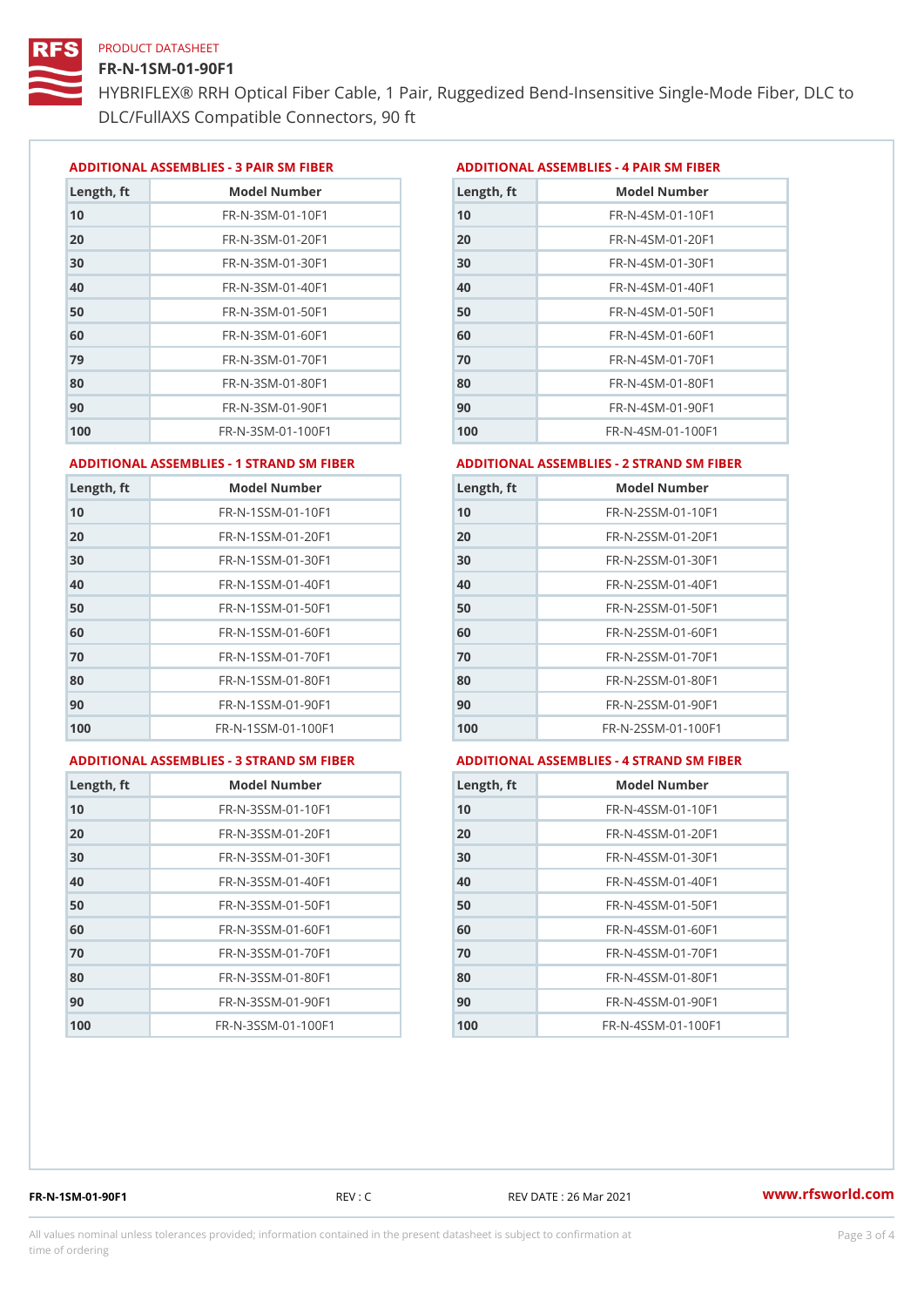PRODUCT DATASHEET

# FR-N-1SM-01-90F1

HYBRIFLEX® RRH Optical Fiber Cable, 1 Pair, Ruggedized Bend-Insensitive Single-Mode Fiber, DLC to DLC/FullAXS Compatible Connectors, 90 ft

## ADDITIONAL ASSEMBLIES - 3 PAIR SM FIBER

| Length, ft | Model Number |
|---|---|
| 10 | FR-N-3SM-01-10F1 |
| 20 | FR-N-3SM-01-20F1 |
| 30 | FR-N-3SM-01-30F1 |
| 40 | FR-N-3SM-01-40F1 |
| 50 | FR-N-3SM-01-50F1 |
| 60 | FR-N-3SM-01-60F1 |
| 79 | FR-N-3SM-01-70F1 |
| 80 | FR-N-3SM-01-80F1 |
| 90 | FR-N-3SM-01-90F1 |
| 100 | FR-N-3SM-01-100F1 |

## ADDITIONAL ASSEMBLIES - 4 PAIR SM FIBER

| Length, ft | Model Number |
|---|---|
| 10 | FR-N-4SM-01-10F1 |
| 20 | FR-N-4SM-01-20F1 |
| 30 | FR-N-4SM-01-30F1 |
| 40 | FR-N-4SM-01-40F1 |
| 50 | FR-N-4SM-01-50F1 |
| 60 | FR-N-4SM-01-60F1 |
| 70 | FR-N-4SM-01-70F1 |
| 80 | FR-N-4SM-01-80F1 |
| 90 | FR-N-4SM-01-90F1 |
| 100 | FR-N-4SM-01-100F1 |

## ADDITIONAL ASSEMBLIES - 1 STRAND SM FIBER

| Length, ft | Model Number |
|---|---|
| 10 | FR-N-1SSM-01-10F1 |
| 20 | FR-N-1SSM-01-20F1 |
| 30 | FR-N-1SSM-01-30F1 |
| 40 | FR-N-1SSM-01-40F1 |
| 50 | FR-N-1SSM-01-50F1 |
| 60 | FR-N-1SSM-01-60F1 |
| 70 | FR-N-1SSM-01-70F1 |
| 80 | FR-N-1SSM-01-80F1 |
| 90 | FR-N-1SSM-01-90F1 |
| 100 | FR-N-1SSM-01-100F1 |

## ADDITIONAL ASSEMBLIES - 2 STRAND SM FIBER

| Length, ft | Model Number |
|---|---|
| 10 | FR-N-2SSM-01-10F1 |
| 20 | FR-N-2SSM-01-20F1 |
| 30 | FR-N-2SSM-01-30F1 |
| 40 | FR-N-2SSM-01-40F1 |
| 50 | FR-N-2SSM-01-50F1 |
| 60 | FR-N-2SSM-01-60F1 |
| 70 | FR-N-2SSM-01-70F1 |
| 80 | FR-N-2SSM-01-80F1 |
| 90 | FR-N-2SSM-01-90F1 |
| 100 | FR-N-2SSM-01-100F1 |

## ADDITIONAL ASSEMBLIES - 3 STRAND SM FIBER

| Length, ft | Model Number |
|---|---|
| 10 | FR-N-3SSM-01-10F1 |
| 20 | FR-N-3SSM-01-20F1 |
| 30 | FR-N-3SSM-01-30F1 |
| 40 | FR-N-3SSM-01-40F1 |
| 50 | FR-N-3SSM-01-50F1 |
| 60 | FR-N-3SSM-01-60F1 |
| 70 | FR-N-3SSM-01-70F1 |
| 80 | FR-N-3SSM-01-80F1 |
| 90 | FR-N-3SSM-01-90F1 |
| 100 | FR-N-3SSM-01-100F1 |

## ADDITIONAL ASSEMBLIES - 4 STRAND SM FIBER

| Length, ft | Model Number |
|---|---|
| 10 | FR-N-4SSM-01-10F1 |
| 20 | FR-N-4SSM-01-20F1 |
| 30 | FR-N-4SSM-01-30F1 |
| 40 | FR-N-4SSM-01-40F1 |
| 50 | FR-N-4SSM-01-50F1 |
| 60 | FR-N-4SSM-01-60F1 |
| 70 | FR-N-4SSM-01-70F1 |
| 80 | FR-N-4SSM-01-80F1 |
| 90 | FR-N-4SSM-01-90F1 |
| 100 | FR-N-4SSM-01-100F1 |

FR-N-1SM-01-90F1 REV : C REV DATE : 26 Mar 2021 www.rfsworld.com

All values nominal unless tolerances provided; information contained in the present datasheet is subject to confirmation at time of ordering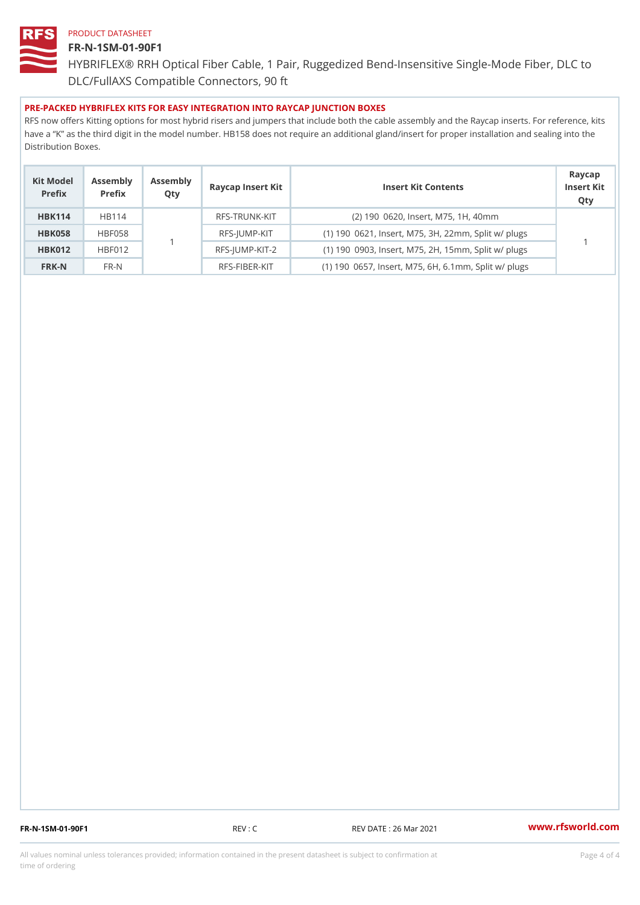PRODUCT DATASHEET

# FR-N-1SM-01-90F1

HYBRIFLEX® RRH Optical Fiber Cable, 1 Pair, Ruggedized Bend-Insensitive Single-Mode Fiber, DLC to DLC/FullAXS Compatible Connectors, 90 ft

## PRE-PACKED HYBRIFLEX KITS FOR EASY INTEGRATION INTO RAYCAP JUNCTION BOXES

RFS now offers Kitting options for most hybrid risers and jumpers that include both the cable assembly and the Raycap inserts. For reference, kits have a "K" as the third digit in the model number. HB158 does not require an additional gland/insert for proper installation and sealing into the Distribution Boxes.

| Kit Model Prefix | Assembly Prefix | Assembly Qty | Raycap Insert Kit | Insert Kit Contents | Raycap Insert Kit Qty |
|---|---|---|---|---|---|
| HBK114 | HB114 | 1 | RFS-TRUNK-KIT | (2) 190 0620, Insert, M75, 1H, 40mm | 1 |
| HBK058 | HBF058 | | RFS-JUMP-KIT | (1) 190 0621, Insert, M75, 3H, 22mm, Split w/ plugs | |
| HBK012 | HBF012 | | RFS-JUMP-KIT-2 | (1) 190 0903, Insert, M75, 2H, 15mm, Split w/ plugs | |
| FRK-N | FR-N | | RFS-FIBER-KIT | (1) 190 0657, Insert, M75, 6H, 6.1mm, Split w/ plugs | |

FR-N-1SM-01-90F1 REV : C REV DATE : 26 Mar 2021 www.rfsworld.com

All values nominal unless tolerances provided; information contained in the present datasheet is subject to confirmation at time of ordering